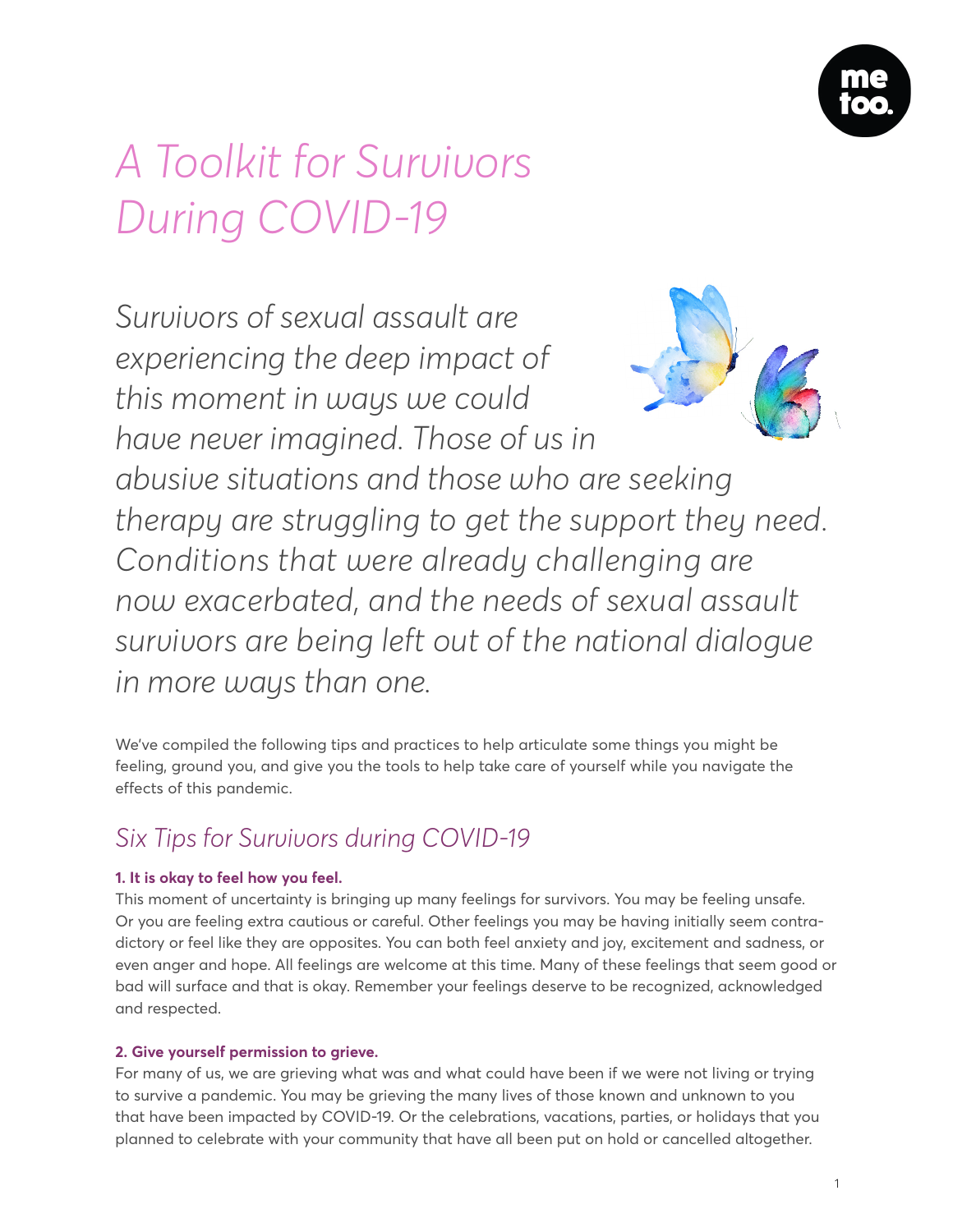# *A Toolkit for Survivors During COVID-19*

*Survivors of sexual assault are experiencing the deep impact of this moment in ways we could have never imagined. Those of us in abusive situations and those who are seeking therapy are struggling to get the support they need. Conditions that were already challenging are now exacerbated, and the needs of sexual assault survivors are being left out of the national dialogue in more ways than one.*

We've compiled the following tips and practices to help articulate some things you might be feeling, ground you, and give you the tools to help take care of yourself while you navigate the effects of this pandemic.

## *Six Tips for Survivors during COVID-19*

**1. It is okay to feel how you feel.**

This moment of uncertainty is bringing up many feelings for survivors. You may be feeling unsafe. Or you are feeling extra cautious or careful. Other feelings you may be having initially seem contradictory or feel like they are opposites. You can both feel anxiety and joy, excitement and sadness, or even anger and hope. All feelings are welcome at this time. Many of these feelings that seem good or bad will surface and that is okay. Remember your feelings deserve to be recognized, acknowledged and respected.

**2. Give yourself permission to grieve.**

For many of us, we are grieving what was and what could have been if we were not living or trying to survive a pandemic. You may be grieving the many lives of those known and unknown to you that have been impacted by COVID-19. Or the celebrations, vacations, parties, or holidays that you planned to celebrate with your community that have all been put on hold or cancelled altogether.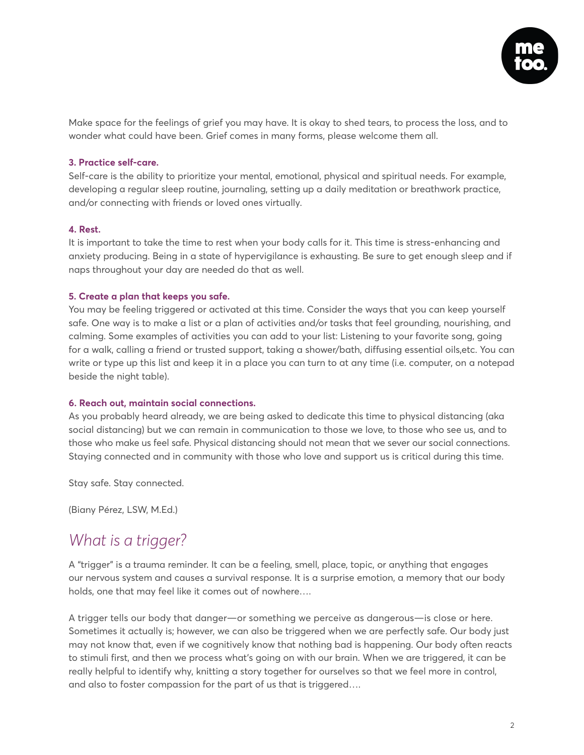Make space for the feelings of grief you may have. It is okay to shed tears, to process the loss, and to wonder what could have been. Grief comes in many forms, please welcome them all.

**3. Practice self-care.**

Self-care is the ability to prioritize your mental, emotional, physical and spiritual needs. For example, developing a regular sleep routine, journaling, setting up a daily meditation or breathwork practice, and/or connecting with friends or loved ones virtually.

**4. Rest.**

It is important to take the time to rest when your body calls for it. This time is stress-enhancing and anxiety producing. Being in a state of hypervigilance is exhausting. Be sure to get enough sleep and if naps throughout your day are needed do that as well.

**5. Create a plan that keeps you safe.**

You may be feeling triggered or activated at this time. Consider the ways that you can keep yourself safe. One way is to make a list or a plan of activities and/or tasks that feel grounding, nourishing, and calming. Some examples of activities you can add to your list: Listening to your favorite song, going for a walk, calling a friend or trusted support, taking a shower/bath, diffusing essential oils,etc. You can write or type up this list and keep it in a place you can turn to at any time (i.e. computer, on a notepad beside the night table).

**6. Reach out, maintain social connections.**

As you probably heard already, we are being asked to dedicate this time to physical distancing (aka social distancing) but we can remain in communication to those we love, to those who see us, and to those who make us feel safe. Physical distancing should not mean that we sever our social connections. Staying connected and in community with those who love and support us is critical during this time.

Stay safe. Stay connected.

(Biany Pérez, LSW, M.Ed.)

## *What is a trigger?*

A "trigger" is a trauma reminder. It can be a feeling, smell, place, topic, or anything that engages our nervous system and causes a survival response. It is a surprise emotion, a memory that our body holds, one that may feel like it comes out of nowhere….

A trigger tells our body that danger—or something we perceive as dangerous—is close or here. Sometimes it actually is; however, we can also be triggered when we are perfectly safe. Our body just may not know that, even if we cognitively know that nothing bad is happening. Our body often reacts to stimuli first, and then we process what's going on with our brain. When we are triggered, it can be really helpful to identify why, knitting a story together for ourselves so that we feel more in control, and also to foster compassion for the part of us that is triggered….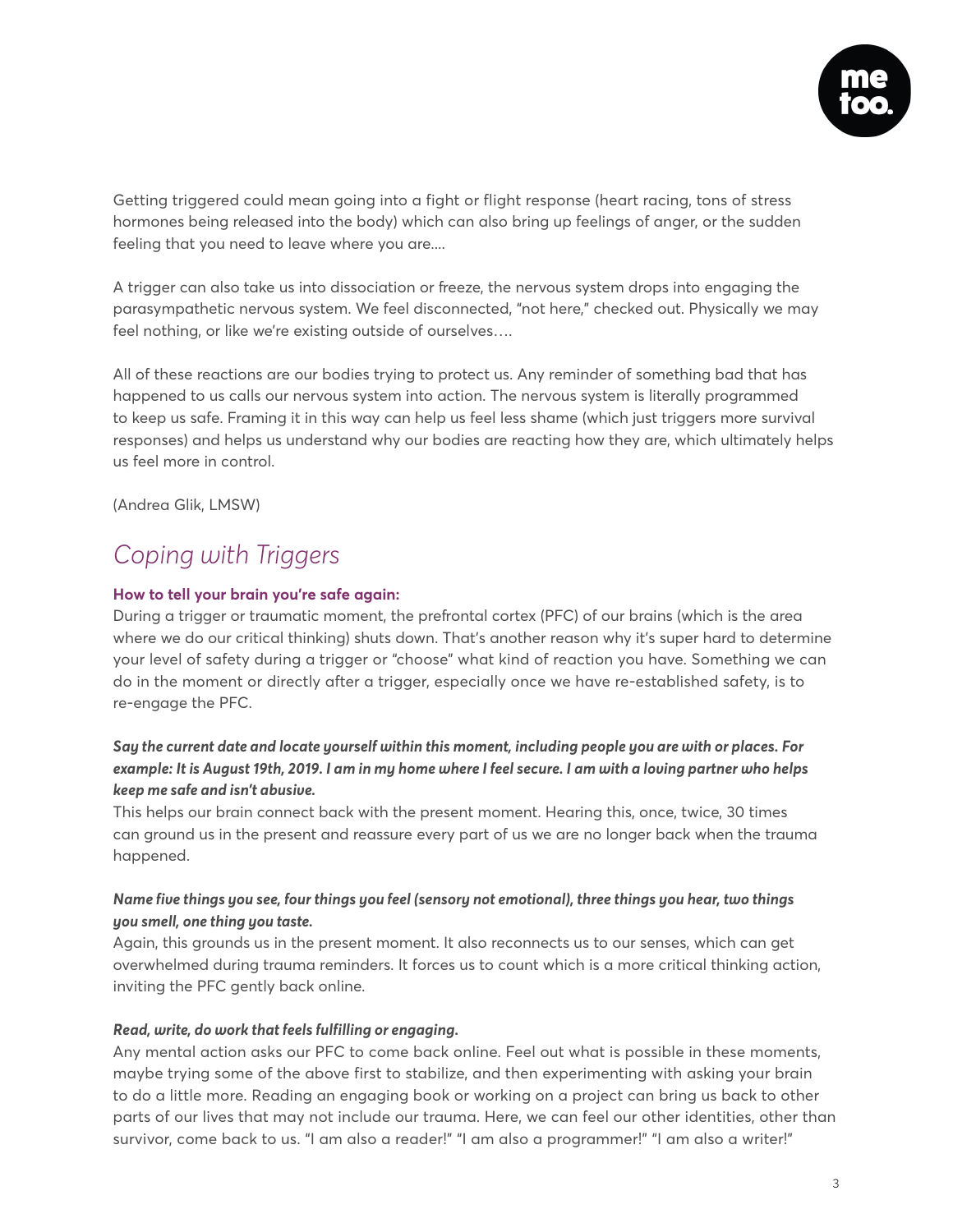Getting triggered could mean going into a fight or flight response (heart racing, tons of stress hormones being released into the body) which can also bring up feelings of anger, or the sudden feeling that you need to leave where you are....

A trigger can also take us into dissociation or freeze, the nervous system drops into engaging the parasympathetic nervous system. We feel disconnected, "not here," checked out. Physically we may feel nothing, or like we're existing outside of ourselves….

All of these reactions are our bodies trying to protect us. Any reminder of something bad that has happened to us calls our nervous system into action. The nervous system is literally programmed to keep us safe. Framing it in this way can help us feel less shame (which just triggers more survival responses) and helps us understand why our bodies are reacting how they are, which ultimately helps us feel more in control.

(Andrea Glik, LMSW)

## *Coping with Triggers*

**How to tell your brain you're safe again:**

During a trigger or traumatic moment, the prefrontal cortex (PFC) of our brains (which is the area where we do our critical thinking) shuts down. That's another reason why it's super hard to determine your level of safety during a trigger or "choose" what kind of reaction you have. Something we can do in the moment or directly after a trigger, especially once we have re-established safety, is to re-engage the PFC.

***Say the current date and locate yourself within this moment, including people you are with or places. For example: It is August 19th, 2019. I am in my home where I feel secure. I am with a loving partner who helps keep me safe and isn't abusive.***

This helps our brain connect back with the present moment. Hearing this, once, twice, 30 times can ground us in the present and reassure every part of us we are no longer back when the trauma happened.

***Name five things you see, four things you feel (sensory not emotional), three things you hear, two things you smell, one thing you taste.***

Again, this grounds us in the present moment. It also reconnects us to our senses, which can get overwhelmed during trauma reminders. It forces us to count which is a more critical thinking action, inviting the PFC gently back online.

***Read, write, do work that feels fulfilling or engaging.***

Any mental action asks our PFC to come back online. Feel out what is possible in these moments, maybe trying some of the above first to stabilize, and then experimenting with asking your brain to do a little more. Reading an engaging book or working on a project can bring us back to other parts of our lives that may not include our trauma. Here, we can feel our other identities, other than survivor, come back to us. "I am also a reader!" "I am also a programmer!" "I am also a writer!"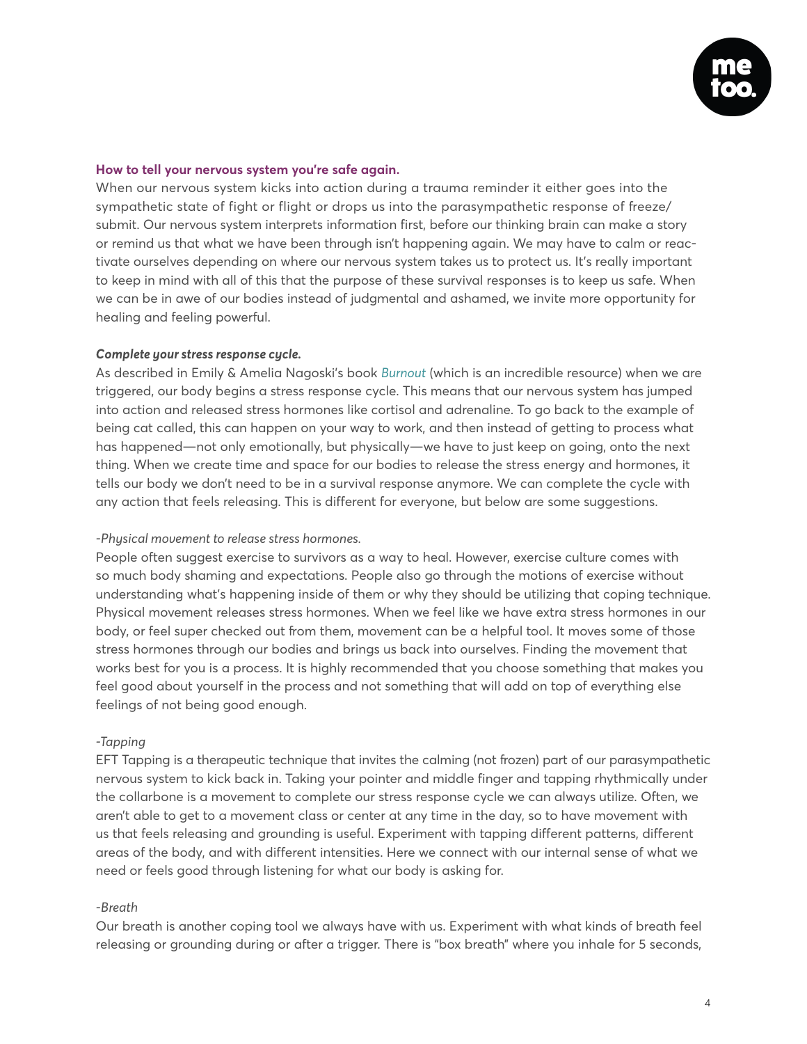### How to tell your nervous system you're safe again.

When our nervous system kicks into action during a trauma reminder it either goes into the sympathetic state of fight or flight or drops us into the parasympathetic response of freeze/submit. Our nervous system interprets information first, before our thinking brain can make a story or remind us that what we have been through isn't happening again. We may have to calm or reactivate ourselves depending on where our nervous system takes us to protect us. It's really important to keep in mind with all of this that the purpose of these survival responses is to keep us safe. When we can be in awe of our bodies instead of judgmental and ashamed, we invite more opportunity for healing and feeling powerful.

#### *Complete your stress response cycle.*

As described in Emily & Amelia Nagoski's book *Burnout* (which is an incredible resource) when we are triggered, our body begins a stress response cycle. This means that our nervous system has jumped into action and released stress hormones like cortisol and adrenaline. To go back to the example of being cat called, this can happen on your way to work, and then instead of getting to process what has happened—not only emotionally, but physically—we have to just keep on going, onto the next thing. When we create time and space for our bodies to release the stress energy and hormones, it tells our body we don't need to be in a survival response anymore. We can complete the cycle with any action that feels releasing. This is different for everyone, but below are some suggestions.

*-Physical movement to release stress hormones.*

People often suggest exercise to survivors as a way to heal. However, exercise culture comes with so much body shaming and expectations. People also go through the motions of exercise without understanding what's happening inside of them or why they should be utilizing that coping technique. Physical movement releases stress hormones. When we feel like we have extra stress hormones in our body, or feel super checked out from them, movement can be a helpful tool. It moves some of those stress hormones through our bodies and brings us back into ourselves. Finding the movement that works best for you is a process. It is highly recommended that you choose something that makes you feel good about yourself in the process and not something that will add on top of everything else feelings of not being good enough.

*-Tapping*

EFT Tapping is a therapeutic technique that invites the calming (not frozen) part of our parasympathetic nervous system to kick back in. Taking your pointer and middle finger and tapping rhythmically under the collarbone is a movement to complete our stress response cycle we can always utilize. Often, we aren't able to get to a movement class or center at any time in the day, so to have movement with us that feels releasing and grounding is useful. Experiment with tapping different patterns, different areas of the body, and with different intensities. Here we connect with our internal sense of what we need or feels good through listening for what our body is asking for.

*-Breath*

Our breath is another coping tool we always have with us. Experiment with what kinds of breath feel releasing or grounding during or after a trigger. There is "box breath" where you inhale for 5 seconds,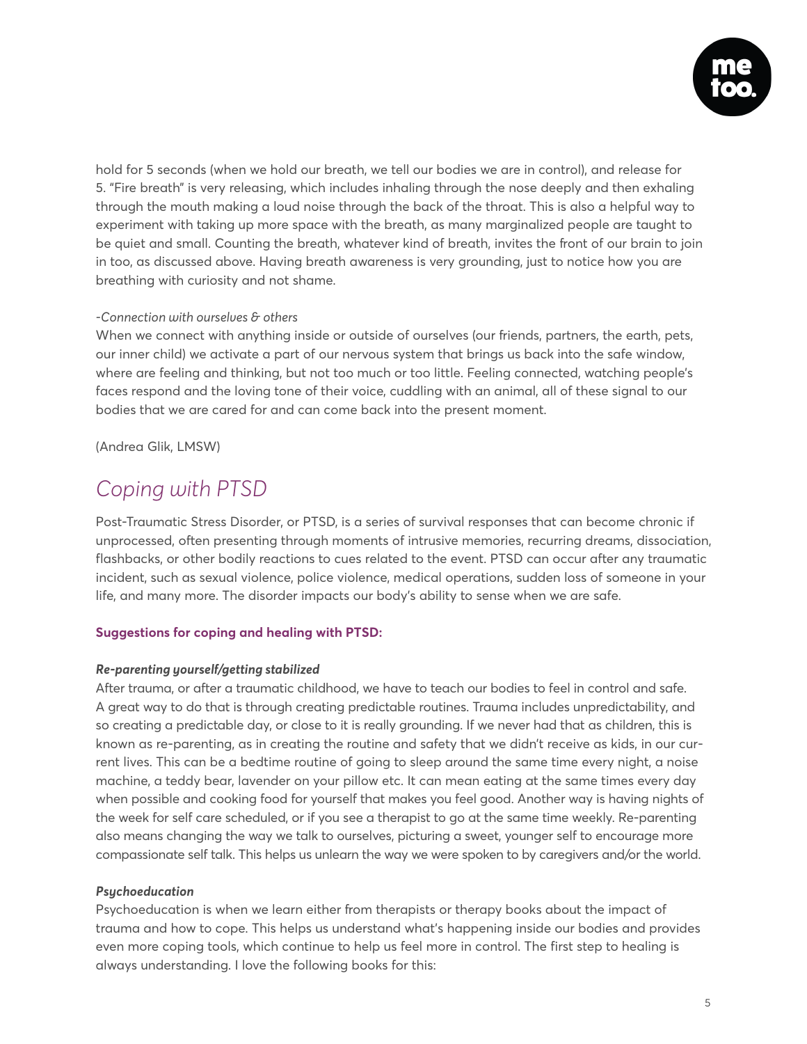hold for 5 seconds (when we hold our breath, we tell our bodies we are in control), and release for 5. "Fire breath" is very releasing, which includes inhaling through the nose deeply and then exhaling through the mouth making a loud noise through the back of the throat. This is also a helpful way to experiment with taking up more space with the breath, as many marginalized people are taught to be quiet and small. Counting the breath, whatever kind of breath, invites the front of our brain to join in too, as discussed above. Having breath awareness is very grounding, just to notice how you are breathing with curiosity and not shame.

*-Connection with ourselves & others*

When we connect with anything inside or outside of ourselves (our friends, partners, the earth, pets, our inner child) we activate a part of our nervous system that brings us back into the safe window, where are feeling and thinking, but not too much or too little. Feeling connected, watching people's faces respond and the loving tone of their voice, cuddling with an animal, all of these signal to our bodies that we are cared for and can come back into the present moment.

(Andrea Glik, LMSW)

## *Coping with PTSD*

Post-Traumatic Stress Disorder, or PTSD, is a series of survival responses that can become chronic if unprocessed, often presenting through moments of intrusive memories, recurring dreams, dissociation, flashbacks, or other bodily reactions to cues related to the event. PTSD can occur after any traumatic incident, such as sexual violence, police violence, medical operations, sudden loss of someone in your life, and many more. The disorder impacts our body's ability to sense when we are safe.

**Suggestions for coping and healing with PTSD:**

***Re-parenting yourself/getting stabilized***

After trauma, or after a traumatic childhood, we have to teach our bodies to feel in control and safe. A great way to do that is through creating predictable routines. Trauma includes unpredictability, and so creating a predictable day, or close to it is really grounding. If we never had that as children, this is known as re-parenting, as in creating the routine and safety that we didn't receive as kids, in our current lives. This can be a bedtime routine of going to sleep around the same time every night, a noise machine, a teddy bear, lavender on your pillow etc. It can mean eating at the same times every day when possible and cooking food for yourself that makes you feel good. Another way is having nights of the week for self care scheduled, or if you see a therapist to go at the same time weekly. Re-parenting also means changing the way we talk to ourselves, picturing a sweet, younger self to encourage more compassionate self talk. This helps us unlearn the way we were spoken to by caregivers and/or the world.

***Psychoeducation***

Psychoeducation is when we learn either from therapists or therapy books about the impact of trauma and how to cope. This helps us understand what's happening inside our bodies and provides even more coping tools, which continue to help us feel more in control. The first step to healing is always understanding. I love the following books for this: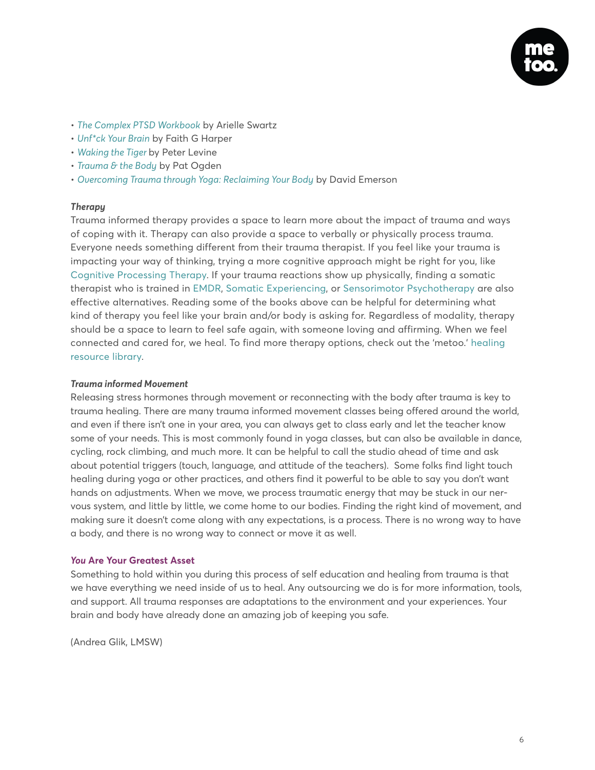- *The Complex PTSD Workbook* by Arielle Swartz
- *Unf*ck Your Brain* by Faith G Harper
- *Waking the Tiger* by Peter Levine
- *Trauma & the Body* by Pat Ogden
- *Overcoming Trauma through Yoga: Reclaiming Your Body* by David Emerson

***Therapy***

Trauma informed therapy provides a space to learn more about the impact of trauma and ways of coping with it. Therapy can also provide a space to verbally or physically process trauma. Everyone needs something different from their trauma therapist. If you feel like your trauma is impacting your way of thinking, trying a more cognitive approach might be right for you, like Cognitive Processing Therapy. If your trauma reactions show up physically, finding a somatic therapist who is trained in EMDR, Somatic Experiencing, or Sensorimotor Psychotherapy are also effective alternatives. Reading some of the books above can be helpful for determining what kind of therapy you feel like your brain and/or body is asking for. Regardless of modality, therapy should be a space to learn to feel safe again, with someone loving and affirming. When we feel connected and cared for, we heal. To find more therapy options, check out the 'metoo.' healing resource library.

***Trauma informed Movement***

Releasing stress hormones through movement or reconnecting with the body after trauma is key to trauma healing. There are many trauma informed movement classes being offered around the world, and even if there isn't one in your area, you can always get to class early and let the teacher know some of your needs. This is most commonly found in yoga classes, but can also be available in dance, cycling, rock climbing, and much more. It can be helpful to call the studio ahead of time and ask about potential triggers (touch, language, and attitude of the teachers). Some folks find light touch healing during yoga or other practices, and others find it powerful to be able to say you don't want hands on adjustments. When we move, we process traumatic energy that may be stuck in our nervous system, and little by little, we come home to our bodies. Finding the right kind of movement, and making sure it doesn't come along with any expectations, is a process. There is no wrong way to have a body, and there is no wrong way to connect or move it as well.

**_You_ Are Your Greatest Asset**

Something to hold within you during this process of self education and healing from trauma is that we have everything we need inside of us to heal. Any outsourcing we do is for more information, tools, and support. All trauma responses are adaptations to the environment and your experiences. Your brain and body have already done an amazing job of keeping you safe.

(Andrea Glik, LMSW)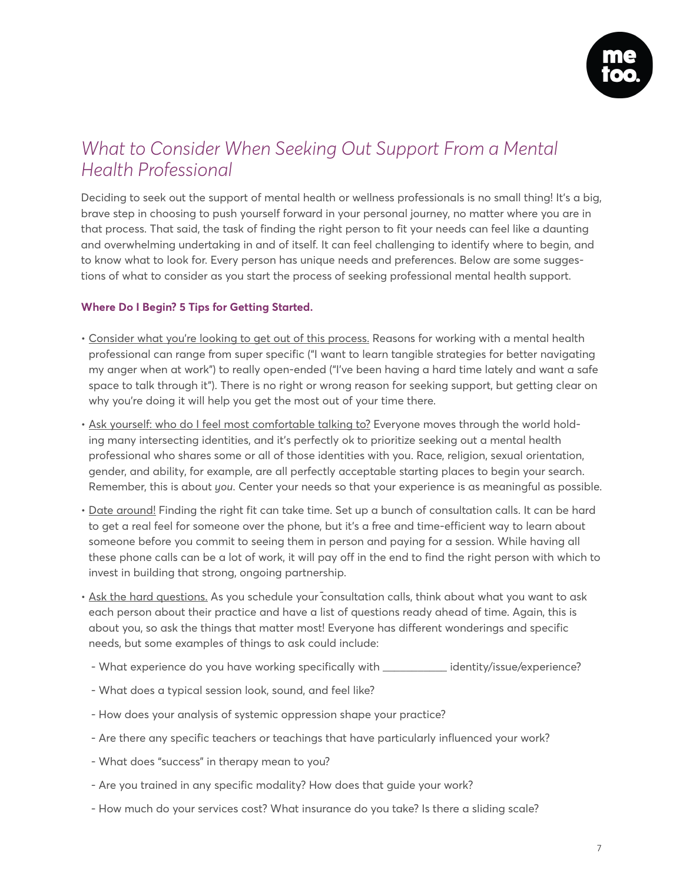## *What to Consider When Seeking Out Support From a Mental Health Professional*

Deciding to seek out the support of mental health or wellness professionals is no small thing! It's a big, brave step in choosing to push yourself forward in your personal journey, no matter where you are in that process. That said, the task of finding the right person to fit your needs can feel like a daunting and overwhelming undertaking in and of itself. It can feel challenging to identify where to begin, and to know what to look for. Every person has unique needs and preferences. Below are some suggestions of what to consider as you start the process of seeking professional mental health support.

### **Where Do I Begin? 5 Tips for Getting Started.**

- <u>Consider what you're looking to get out of this process.</u> Reasons for working with a mental health professional can range from super specific ("I want to learn tangible strategies for better navigating my anger when at work") to really open-ended ("I've been having a hard time lately and want a safe space to talk through it"). There is no right or wrong reason for seeking support, but getting clear on why you're doing it will help you get the most out of your time there.
- <u>Ask yourself: who do I feel most comfortable talking to?</u> Everyone moves through the world holding many intersecting identities, and it's perfectly ok to prioritize seeking out a mental health professional who shares some or all of those identities with you. Race, religion, sexual orientation, gender, and ability, for example, are all perfectly acceptable starting places to begin your search. Remember, this is about *you*. Center your needs so that your experience is as meaningful as possible.
- <u>Date around!</u> Finding the right fit can take time. Set up a bunch of consultation calls. It can be hard to get a real feel for someone over the phone, but it's a free and time-efficient way to learn about someone before you commit to seeing them in person and paying for a session. While having all these phone calls can be a lot of work, it will pay off in the end to find the right person with which to invest in building that strong, ongoing partnership.
- <u>Ask the hard questions.</u> As you schedule your consultation calls, think about what you want to ask each person about their practice and have a list of questions ready ahead of time. Again, this is about you, so ask the things that matter most! Everyone has different wonderings and specific needs, but some examples of things to ask could include:
  - What experience do you have working specifically with ___________ identity/issue/experience?
  - What does a typical session look, sound, and feel like?
  - How does your analysis of systemic oppression shape your practice?
  - Are there any specific teachers or teachings that have particularly influenced your work?
  - What does "success" in therapy mean to you?
  - Are you trained in any specific modality? How does that guide your work?
  - How much do your services cost? What insurance do you take? Is there a sliding scale?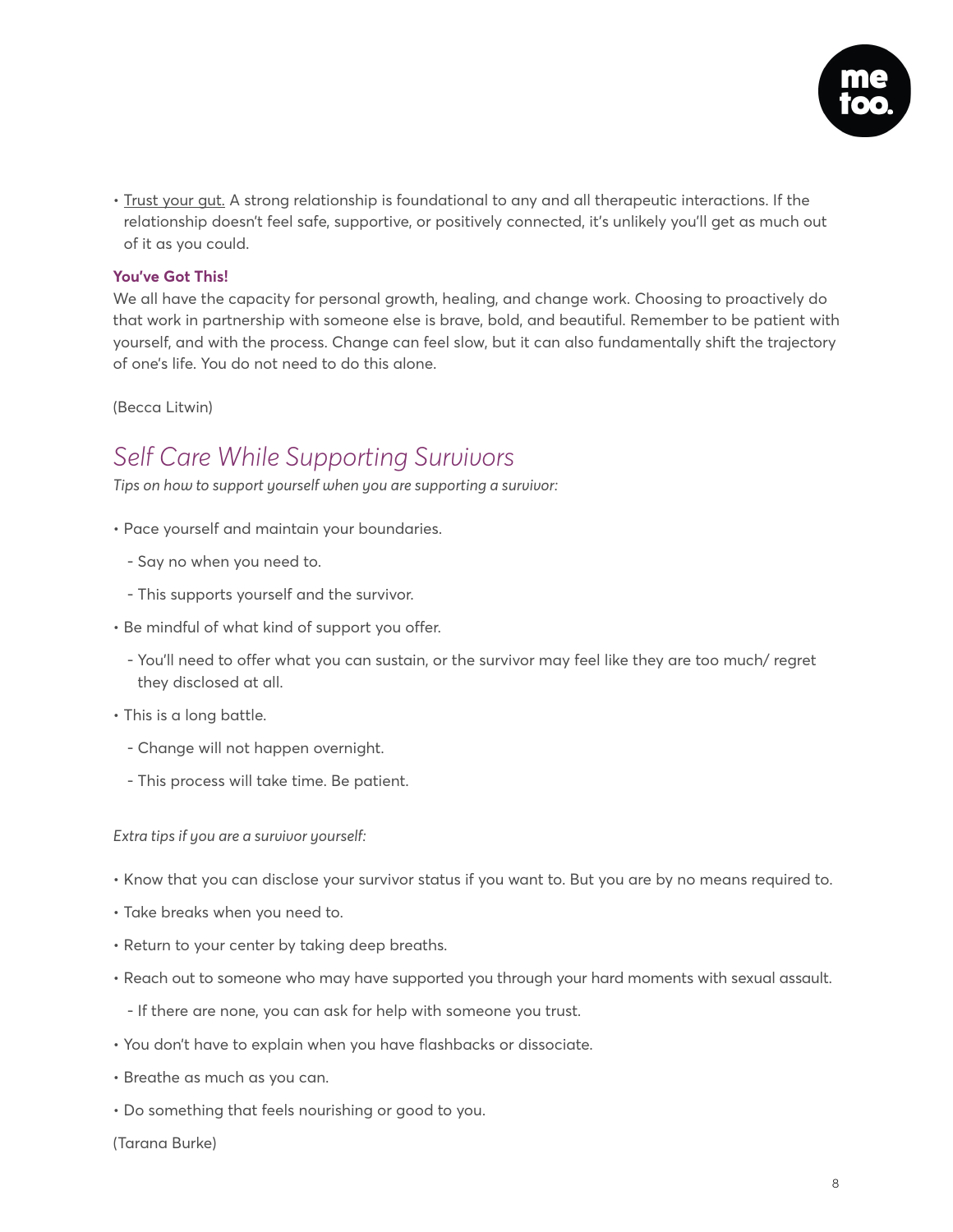- Trust your gut. A strong relationship is foundational to any and all therapeutic interactions. If the relationship doesn't feel safe, supportive, or positively connected, it's unlikely you'll get as much out of it as you could.

**You've Got This!**

We all have the capacity for personal growth, healing, and change work. Choosing to proactively do that work in partnership with someone else is brave, bold, and beautiful. Remember to be patient with yourself, and with the process. Change can feel slow, but it can also fundamentally shift the trajectory of one's life. You do not need to do this alone.

(Becca Litwin)

## *Self Care While Supporting Survivors*

*Tips on how to support yourself when you are supporting a survivor:*

- Pace yourself and maintain your boundaries.
  - Say no when you need to.
  - This supports yourself and the survivor.
- Be mindful of what kind of support you offer.
  - You'll need to offer what you can sustain, or the survivor may feel like they are too much/ regret they disclosed at all.
- This is a long battle.
  - Change will not happen overnight.
  - This process will take time. Be patient.

*Extra tips if you are a survivor yourself:*

- Know that you can disclose your survivor status if you want to. But you are by no means required to.
- Take breaks when you need to.
- Return to your center by taking deep breaths.
- Reach out to someone who may have supported you through your hard moments with sexual assault.
  - If there are none, you can ask for help with someone you trust.
- You don't have to explain when you have flashbacks or dissociate.
- Breathe as much as you can.
- Do something that feels nourishing or good to you.

(Tarana Burke)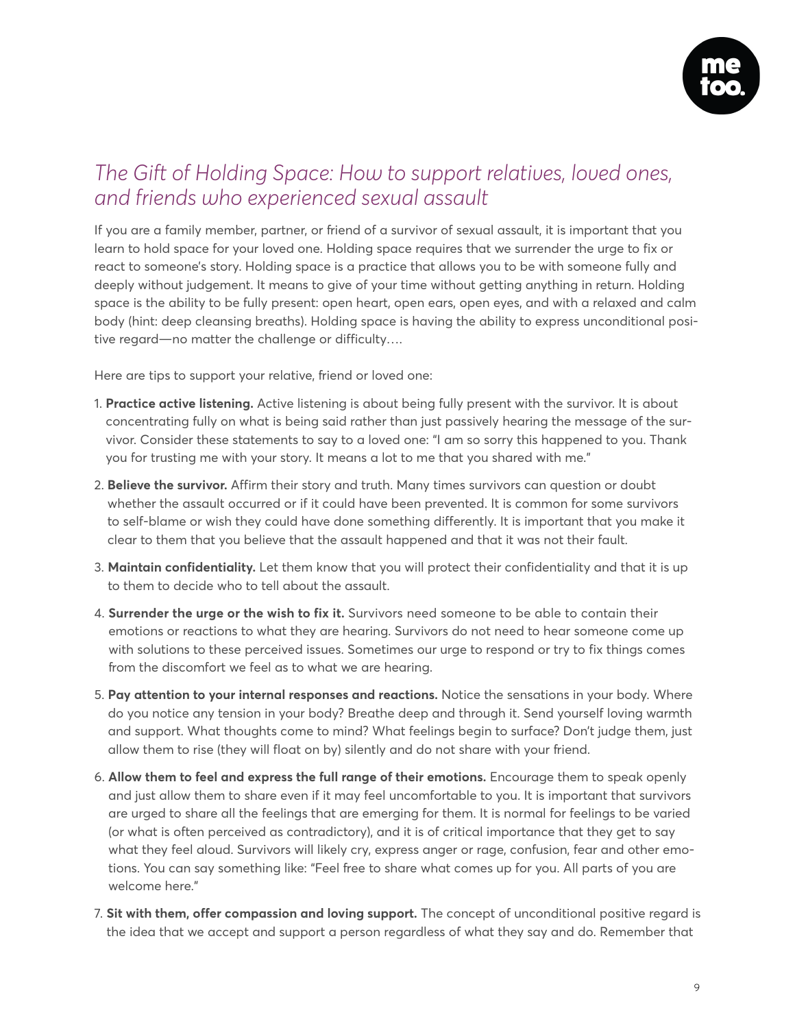## *The Gift of Holding Space: How to support relatives, loved ones, and friends who experienced sexual assault*

If you are a family member, partner, or friend of a survivor of sexual assault, it is important that you learn to hold space for your loved one. Holding space requires that we surrender the urge to fix or react to someone's story. Holding space is a practice that allows you to be with someone fully and deeply without judgement. It means to give of your time without getting anything in return. Holding space is the ability to be fully present: open heart, open ears, open eyes, and with a relaxed and calm body (hint: deep cleansing breaths). Holding space is having the ability to express unconditional positive regard—no matter the challenge or difficulty….

Here are tips to support your relative, friend or loved one:

1. **Practice active listening.** Active listening is about being fully present with the survivor. It is about concentrating fully on what is being said rather than just passively hearing the message of the survivor. Consider these statements to say to a loved one: "I am so sorry this happened to you. Thank you for trusting me with your story. It means a lot to me that you shared with me."
2. **Believe the survivor.** Affirm their story and truth. Many times survivors can question or doubt whether the assault occurred or if it could have been prevented. It is common for some survivors to self-blame or wish they could have done something differently. It is important that you make it clear to them that you believe that the assault happened and that it was not their fault.
3. **Maintain confidentiality.** Let them know that you will protect their confidentiality and that it is up to them to decide who to tell about the assault.
4. **Surrender the urge or the wish to fix it.** Survivors need someone to be able to contain their emotions or reactions to what they are hearing. Survivors do not need to hear someone come up with solutions to these perceived issues. Sometimes our urge to respond or try to fix things comes from the discomfort we feel as to what we are hearing.
5. **Pay attention to your internal responses and reactions.** Notice the sensations in your body. Where do you notice any tension in your body? Breathe deep and through it. Send yourself loving warmth and support. What thoughts come to mind? What feelings begin to surface? Don't judge them, just allow them to rise (they will float on by) silently and do not share with your friend.
6. **Allow them to feel and express the full range of their emotions.** Encourage them to speak openly and just allow them to share even if it may feel uncomfortable to you. It is important that survivors are urged to share all the feelings that are emerging for them. It is normal for feelings to be varied (or what is often perceived as contradictory), and it is of critical importance that they get to say what they feel aloud. Survivors will likely cry, express anger or rage, confusion, fear and other emotions. You can say something like: "Feel free to share what comes up for you. All parts of you are welcome here."
7. **Sit with them, offer compassion and loving support.** The concept of unconditional positive regard is the idea that we accept and support a person regardless of what they say and do. Remember that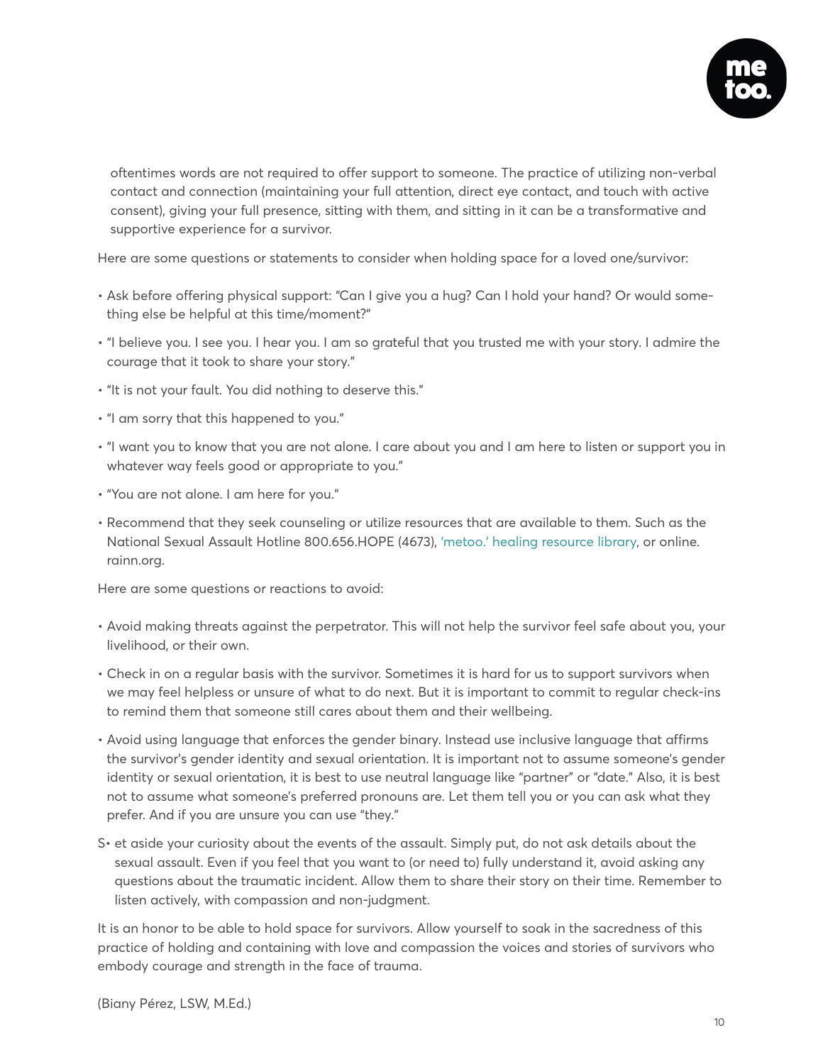oftentimes words are not required to offer support to someone. The practice of utilizing non-verbal contact and connection (maintaining your full attention, direct eye contact, and touch with active consent), giving your full presence, sitting with them, and sitting in it can be a transformative and supportive experience for a survivor.

Here are some questions or statements to consider when holding space for a loved one/survivor:

- Ask before offering physical support: "Can I give you a hug? Can I hold your hand? Or would something else be helpful at this time/moment?"
- "I believe you. I see you. I hear you. I am so grateful that you trusted me with your story. I admire the courage that it took to share your story."
- "It is not your fault. You did nothing to deserve this."
- "I am sorry that this happened to you."
- "I want you to know that you are not alone. I care about you and I am here to listen or support you in whatever way feels good or appropriate to you."
- "You are not alone. I am here for you."
- Recommend that they seek counseling or utilize resources that are available to them. Such as the National Sexual Assault Hotline 800.656.HOPE (4673), 'metoo.' healing resource library, or online. rainn.org.

Here are some questions or reactions to avoid:

- Avoid making threats against the perpetrator. This will not help the survivor feel safe about you, your livelihood, or their own.
- Check in on a regular basis with the survivor. Sometimes it is hard for us to support survivors when we may feel helpless or unsure of what to do next. But it is important to commit to regular check-ins to remind them that someone still cares about them and their wellbeing.
- Avoid using language that enforces the gender binary. Instead use inclusive language that affirms the survivor's gender identity and sexual orientation. It is important not to assume someone's gender identity or sexual orientation, it is best to use neutral language like "partner" or "date." Also, it is best not to assume what someone's preferred pronouns are. Let them tell you or you can ask what they prefer. And if you are unsure you can use "they."
- Set aside your curiosity about the events of the assault. Simply put, do not ask details about the sexual assault. Even if you feel that you want to (or need to) fully understand it, avoid asking any questions about the traumatic incident. Allow them to share their story on their time. Remember to listen actively, with compassion and non-judgment.

It is an honor to be able to hold space for survivors. Allow yourself to soak in the sacredness of this practice of holding and containing with love and compassion the voices and stories of survivors who embody courage and strength in the face of trauma.

(Biany Pérez, LSW, M.Ed.)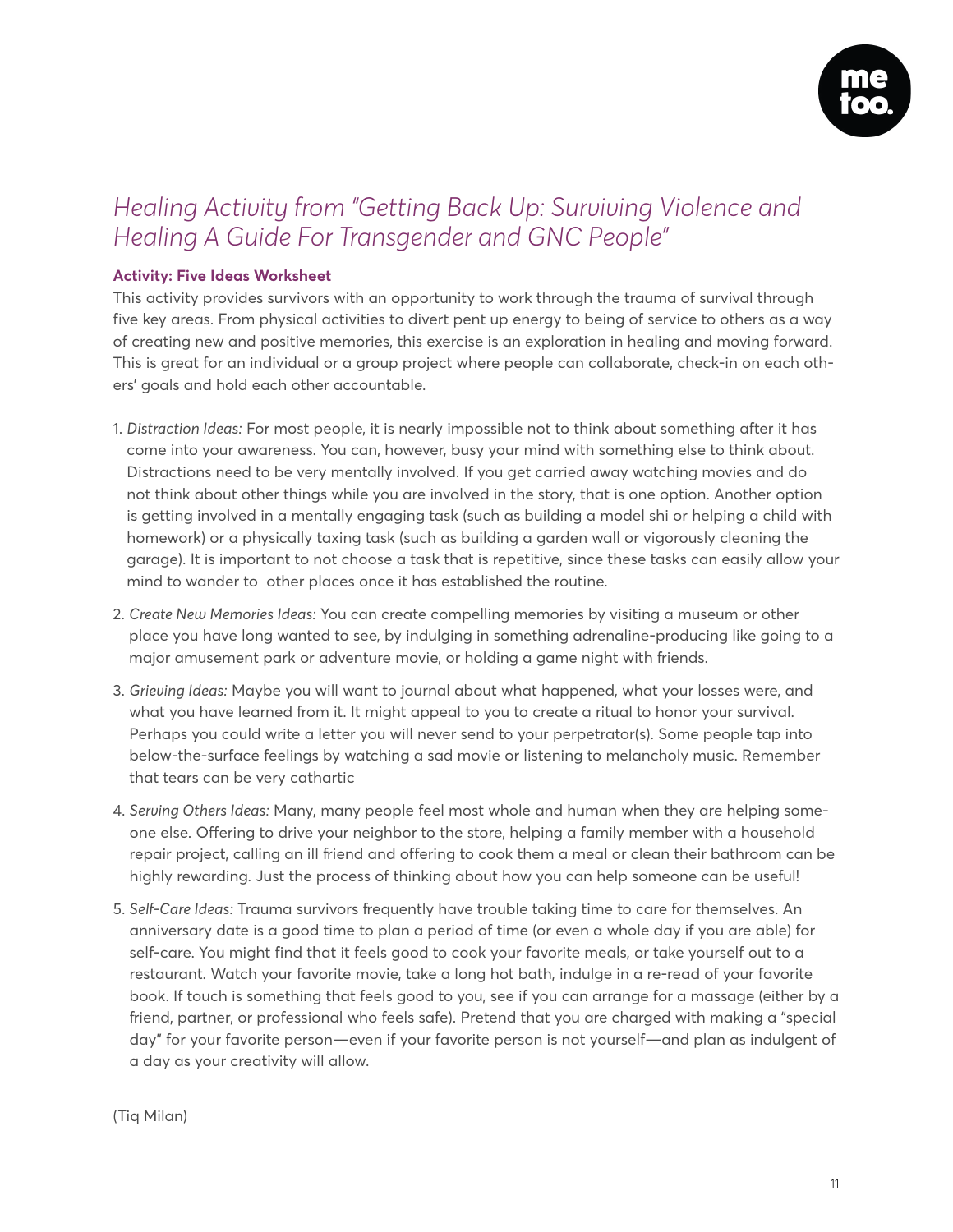# Healing Activity from "Getting Back Up: Surviving Violence and Healing A Guide For Transgender and GNC People"

**Activity: Five Ideas Worksheet**

This activity provides survivors with an opportunity to work through the trauma of survival through five key areas. From physical activities to divert pent up energy to being of service to others as a way of creating new and positive memories, this exercise is an exploration in healing and moving forward. This is great for an individual or a group project where people can collaborate, check-in on each others' goals and hold each other accountable.

1. *Distraction Ideas:* For most people, it is nearly impossible not to think about something after it has come into your awareness. You can, however, busy your mind with something else to think about. Distractions need to be very mentally involved. If you get carried away watching movies and do not think about other things while you are involved in the story, that is one option. Another option is getting involved in a mentally engaging task (such as building a model shi or helping a child with homework) or a physically taxing task (such as building a garden wall or vigorously cleaning the garage). It is important to not choose a task that is repetitive, since these tasks can easily allow your mind to wander to other places once it has established the routine.

2. *Create New Memories Ideas:* You can create compelling memories by visiting a museum or other place you have long wanted to see, by indulging in something adrenaline-producing like going to a major amusement park or adventure movie, or holding a game night with friends.

3. *Grieving Ideas:* Maybe you will want to journal about what happened, what your losses were, and what you have learned from it. It might appeal to you to create a ritual to honor your survival. Perhaps you could write a letter you will never send to your perpetrator(s). Some people tap into below-the-surface feelings by watching a sad movie or listening to melancholy music. Remember that tears can be very cathartic

4. *Serving Others Ideas:* Many, many people feel most whole and human when they are helping someone else. Offering to drive your neighbor to the store, helping a family member with a household repair project, calling an ill friend and offering to cook them a meal or clean their bathroom can be highly rewarding. Just the process of thinking about how you can help someone can be useful!

5. *Self-Care Ideas:* Trauma survivors frequently have trouble taking time to care for themselves. An anniversary date is a good time to plan a period of time (or even a whole day if you are able) for self-care. You might find that it feels good to cook your favorite meals, or take yourself out to a restaurant. Watch your favorite movie, take a long hot bath, indulge in a re-read of your favorite book. If touch is something that feels good to you, see if you can arrange for a massage (either by a friend, partner, or professional who feels safe). Pretend that you are charged with making a "special day" for your favorite person—even if your favorite person is not yourself—and plan as indulgent of a day as your creativity will allow.

(Tiq Milan)